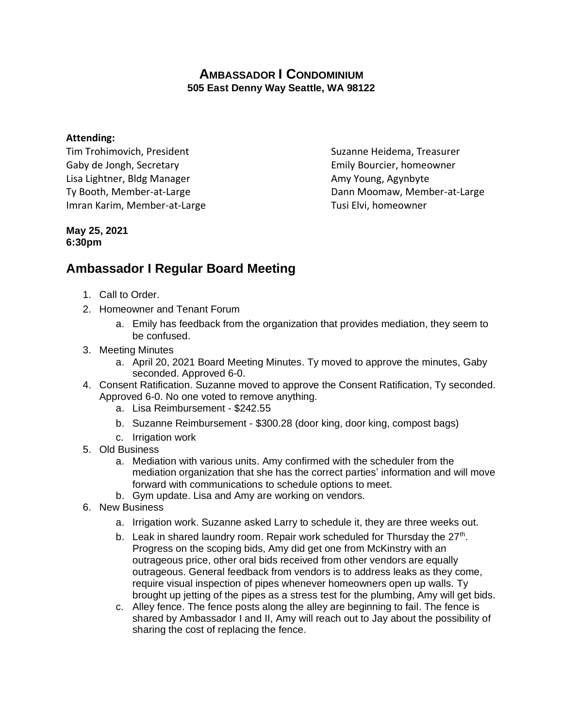# AMBASSADOR I CONDOMINIUM

**505 East Denny Way Seattle, WA 98122**

**Attending:**

Tim Trohimovich, President
Gaby de Jongh, Secretary
Lisa Lightner, Bldg Manager
Ty Booth, Member-at-Large
Imran Karim, Member-at-Large
Suzanne Heidema, Treasurer
Emily Bourcier, homeowner
Amy Young, Agynbyte
Dann Moomaw, Member-at-Large
Tusi Elvi, homeowner

**May 25, 2021**
**6:30pm**

## Ambassador I Regular Board Meeting

1. Call to Order.
2. Homeowner and Tenant Forum
   a. Emily has feedback from the organization that provides mediation, they seem to be confused.
3. Meeting Minutes
   a. April 20, 2021 Board Meeting Minutes. Ty moved to approve the minutes, Gaby seconded. Approved 6-0.
4. Consent Ratification. Suzanne moved to approve the Consent Ratification, Ty seconded. Approved 6-0. No one voted to remove anything.
   a. Lisa Reimbursement - $242.55
   b. Suzanne Reimbursement - $300.28 (door king, door king, compost bags)
   c. Irrigation work
5. Old Business
   a. Mediation with various units. Amy confirmed with the scheduler from the mediation organization that she has the correct parties' information and will move forward with communications to schedule options to meet.
   b. Gym update. Lisa and Amy are working on vendors.
6. New Business
   a. Irrigation work. Suzanne asked Larry to schedule it, they are three weeks out.
   b. Leak in shared laundry room. Repair work scheduled for Thursday the 27th. Progress on the scoping bids, Amy did get one from McKinstry with an outrageous price, other oral bids received from other vendors are equally outrageous. General feedback from vendors is to address leaks as they come, require visual inspection of pipes whenever homeowners open up walls. Ty brought up jetting of the pipes as a stress test for the plumbing, Amy will get bids.
   c. Alley fence. The fence posts along the alley are beginning to fail. The fence is shared by Ambassador I and II, Amy will reach out to Jay about the possibility of sharing the cost of replacing the fence.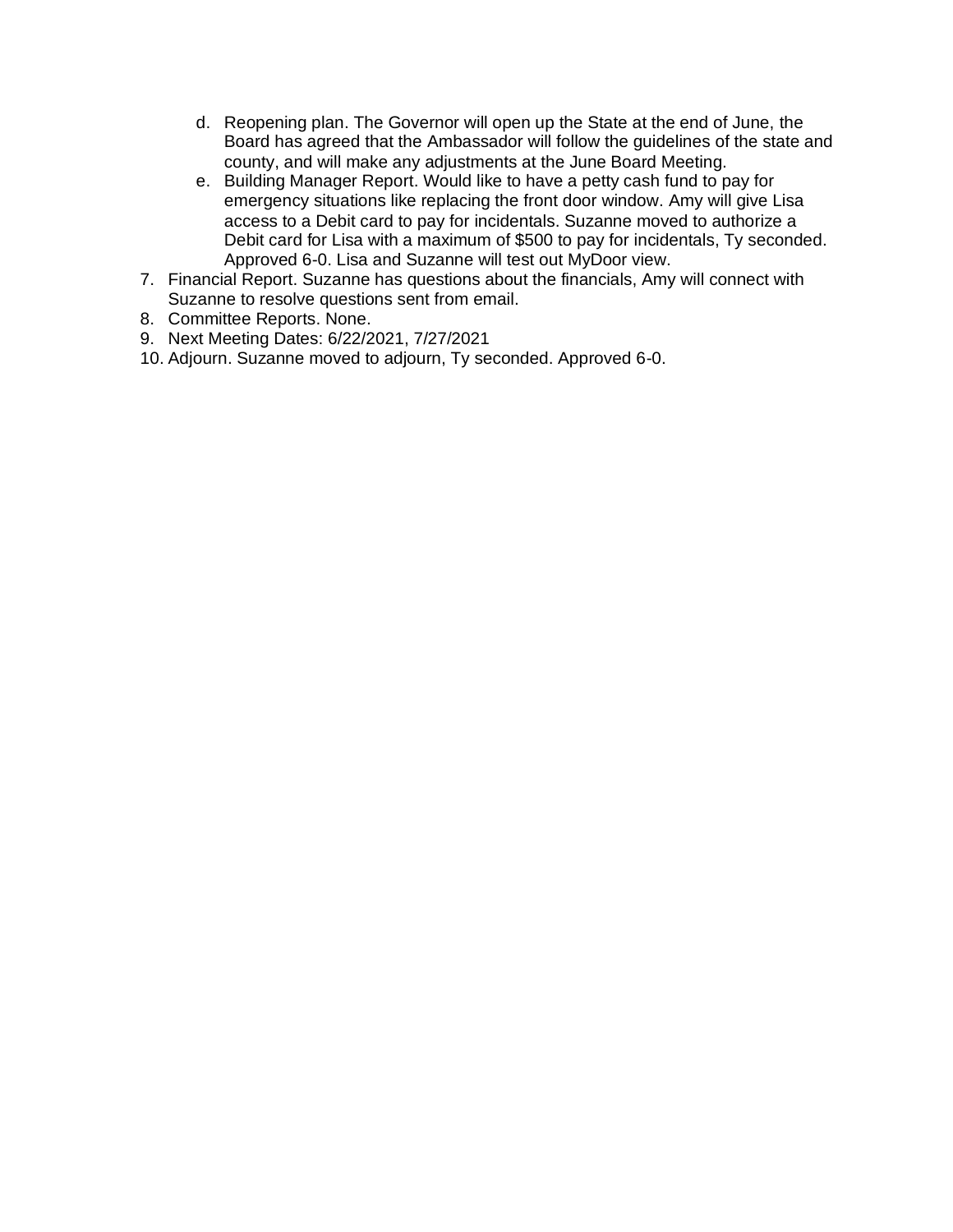d. Reopening plan. The Governor will open up the State at the end of June, the Board has agreed that the Ambassador will follow the guidelines of the state and county, and will make any adjustments at the June Board Meeting.
   e. Building Manager Report. Would like to have a petty cash fund to pay for emergency situations like replacing the front door window. Amy will give Lisa access to a Debit card to pay for incidentals. Suzanne moved to authorize a Debit card for Lisa with a maximum of $500 to pay for incidentals, Ty seconded. Approved 6-0. Lisa and Suzanne will test out MyDoor view.

7. Financial Report. Suzanne has questions about the financials, Amy will connect with Suzanne to resolve questions sent from email.
8. Committee Reports. None.
9. Next Meeting Dates: 6/22/2021, 7/27/2021
10. Adjourn. Suzanne moved to adjourn, Ty seconded. Approved 6-0.